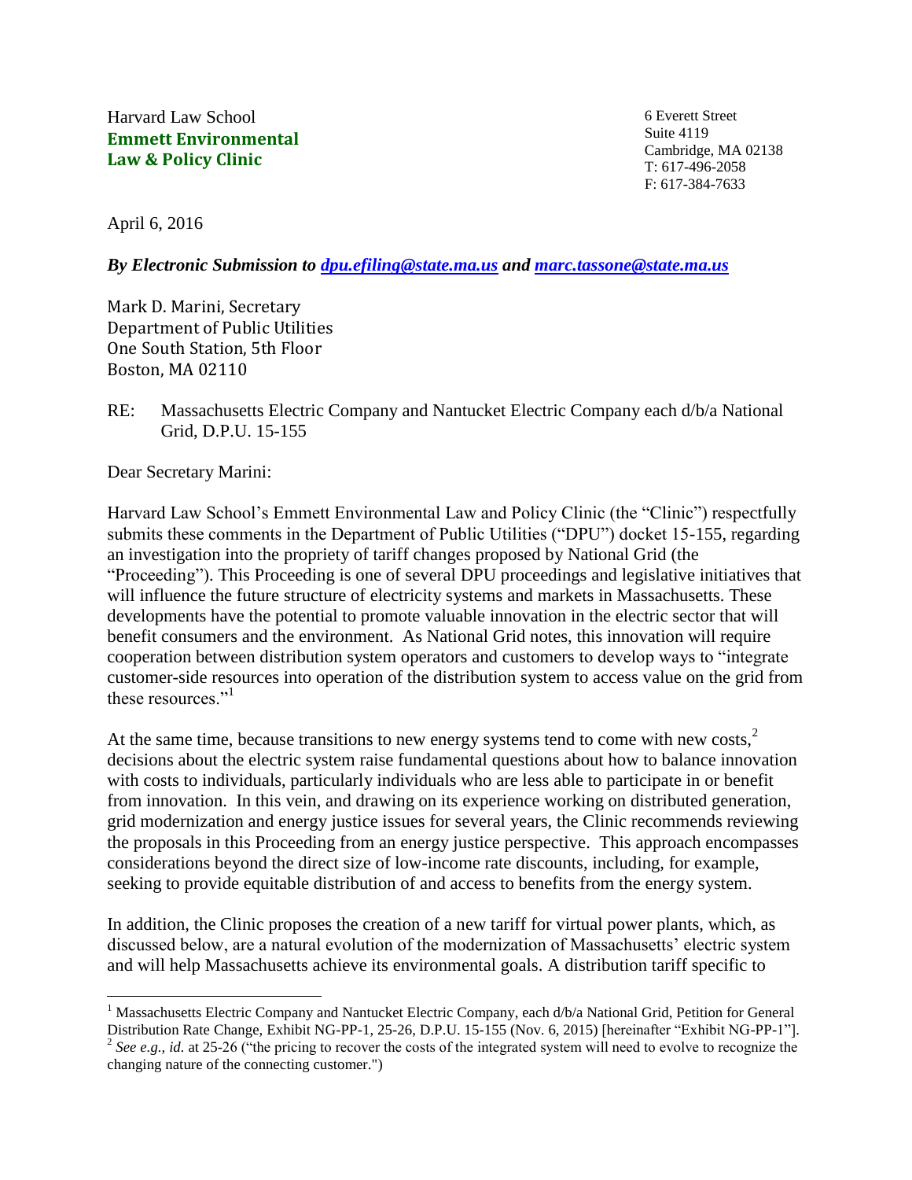Harvard Law School
**Emmett Environmental Law & Policy Clinic**

6 Everett Street
Suite 4119
Cambridge, MA 02138
T: 617-496-2058
F: 617-384-7633

April 6, 2016

***By Electronic Submission to [dpu.efiling@state.ma.us](mailto:dpu.efiling@state.ma.us) and [marc.tassone@state.ma.us](mailto:marc.tassone@state.ma.us)***

Mark D. Marini, Secretary
Department of Public Utilities
One South Station, 5th Floor
Boston, MA 02110

RE: Massachusetts Electric Company and Nantucket Electric Company each d/b/a National Grid, D.P.U. 15-155

Dear Secretary Marini:

Harvard Law School's Emmett Environmental Law and Policy Clinic (the "Clinic") respectfully submits these comments in the Department of Public Utilities ("DPU") docket 15-155, regarding an investigation into the propriety of tariff changes proposed by National Grid (the "Proceeding"). This Proceeding is one of several DPU proceedings and legislative initiatives that will influence the future structure of electricity systems and markets in Massachusetts. These developments have the potential to promote valuable innovation in the electric sector that will benefit consumers and the environment. As National Grid notes, this innovation will require cooperation between distribution system operators and customers to develop ways to "integrate customer-side resources into operation of the distribution system to access value on the grid from these resources."[1]

At the same time, because transitions to new energy systems tend to come with new costs,[2] decisions about the electric system raise fundamental questions about how to balance innovation with costs to individuals, particularly individuals who are less able to participate in or benefit from innovation. In this vein, and drawing on its experience working on distributed generation, grid modernization and energy justice issues for several years, the Clinic recommends reviewing the proposals in this Proceeding from an energy justice perspective. This approach encompasses considerations beyond the direct size of low-income rate discounts, including, for example, seeking to provide equitable distribution of and access to benefits from the energy system.

In addition, the Clinic proposes the creation of a new tariff for virtual power plants, which, as discussed below, are a natural evolution of the modernization of Massachusetts' electric system and will help Massachusetts achieve its environmental goals. A distribution tariff specific to

---

[1] Massachusetts Electric Company and Nantucket Electric Company, each d/b/a National Grid, Petition for General Distribution Rate Change, Exhibit NG-PP-1, 25-26, D.P.U. 15-155 (Nov. 6, 2015) [hereinafter "Exhibit NG-PP-1"].

[2] *See e.g.*, *id.* at 25-26 ("the pricing to recover the costs of the integrated system will need to evolve to recognize the changing nature of the connecting customer.")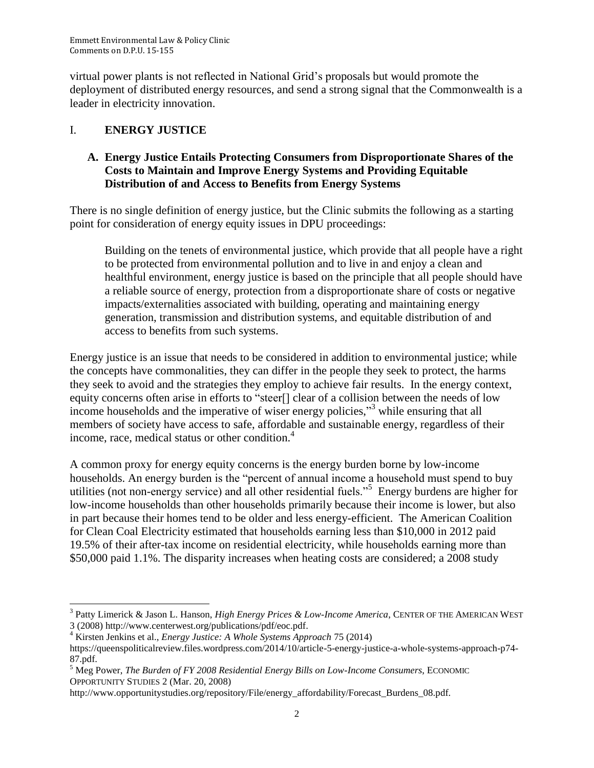virtual power plants is not reflected in National Grid's proposals but would promote the deployment of distributed energy resources, and send a strong signal that the Commonwealth is a leader in electricity innovation.

# I. ENERGY JUSTICE

## A. Energy Justice Entails Protecting Consumers from Disproportionate Shares of the Costs to Maintain and Improve Energy Systems and Providing Equitable Distribution of and Access to Benefits from Energy Systems

There is no single definition of energy justice, but the Clinic submits the following as a starting point for consideration of energy equity issues in DPU proceedings:

> Building on the tenets of environmental justice, which provide that all people have a right to be protected from environmental pollution and to live in and enjoy a clean and healthful environment, energy justice is based on the principle that all people should have a reliable source of energy, protection from a disproportionate share of costs or negative impacts/externalities associated with building, operating and maintaining energy generation, transmission and distribution systems, and equitable distribution of and access to benefits from such systems.

Energy justice is an issue that needs to be considered in addition to environmental justice; while the concepts have commonalities, they can differ in the people they seek to protect, the harms they seek to avoid and the strategies they employ to achieve fair results. In the energy context, equity concerns often arise in efforts to "steer[] clear of a collision between the needs of low income households and the imperative of wiser energy policies,"[3] while ensuring that all members of society have access to safe, affordable and sustainable energy, regardless of their income, race, medical status or other condition.[4]

A common proxy for energy equity concerns is the energy burden borne by low-income households. An energy burden is the "percent of annual income a household must spend to buy utilities (not non-energy service) and all other residential fuels."[5] Energy burdens are higher for low-income households than other households primarily because their income is lower, but also in part because their homes tend to be older and less energy-efficient. The American Coalition for Clean Coal Electricity estimated that households earning less than $10,000 in 2012 paid 19.5% of their after-tax income on residential electricity, while households earning more than $50,000 paid 1.1%. The disparity increases when heating costs are considered; a 2008 study

---

[3] Patty Limerick & Jason L. Hanson, *High Energy Prices & Low-Income America*, CENTER OF THE AMERICAN WEST 3 (2008) http://www.centerwest.org/publications/pdf/eoc.pdf.

[4] Kirsten Jenkins et al., *Energy Justice: A Whole Systems Approach* 75 (2014) https://queenspoliticalreview.files.wordpress.com/2014/10/article-5-energy-justice-a-whole-systems-approach-p74-87.pdf.

[5] Meg Power, *The Burden of FY 2008 Residential Energy Bills on Low-Income Consumers*, ECONOMIC OPPORTUNITY STUDIES 2 (Mar. 20, 2008) http://www.opportunitystudies.org/repository/File/energy_affordability/Forecast_Burdens_08.pdf.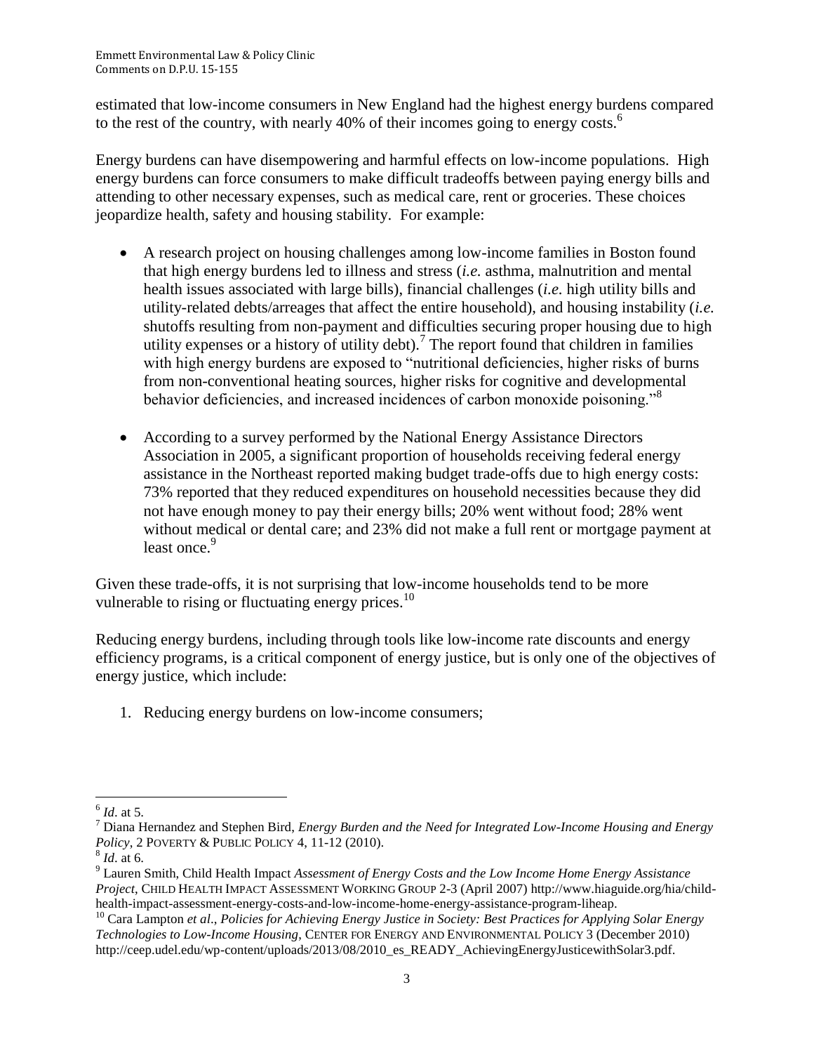estimated that low-income consumers in New England had the highest energy burdens compared to the rest of the country, with nearly 40% of their incomes going to energy costs.[6]

Energy burdens can have disempowering and harmful effects on low-income populations. High energy burdens can force consumers to make difficult tradeoffs between paying energy bills and attending to other necessary expenses, such as medical care, rent or groceries. These choices jeopardize health, safety and housing stability. For example:

- A research project on housing challenges among low-income families in Boston found that high energy burdens led to illness and stress (*i.e.* asthma, malnutrition and mental health issues associated with large bills), financial challenges (*i.e.* high utility bills and utility-related debts/arreages that affect the entire household), and housing instability (*i.e.* shutoffs resulting from non-payment and difficulties securing proper housing due to high utility expenses or a history of utility debt).[7] The report found that children in families with high energy burdens are exposed to "nutritional deficiencies, higher risks of burns from non-conventional heating sources, higher risks for cognitive and developmental behavior deficiencies, and increased incidences of carbon monoxide poisoning."[8]

- According to a survey performed by the National Energy Assistance Directors Association in 2005, a significant proportion of households receiving federal energy assistance in the Northeast reported making budget trade-offs due to high energy costs: 73% reported that they reduced expenditures on household necessities because they did not have enough money to pay their energy bills; 20% went without food; 28% went without medical or dental care; and 23% did not make a full rent or mortgage payment at least once.[9]

Given these trade-offs, it is not surprising that low-income households tend to be more vulnerable to rising or fluctuating energy prices.[10]

Reducing energy burdens, including through tools like low-income rate discounts and energy efficiency programs, is a critical component of energy justice, but is only one of the objectives of energy justice, which include:

1. Reducing energy burdens on low-income consumers;

---

[6] *Id*. at 5.

[7] Diana Hernandez and Stephen Bird, *Energy Burden and the Need for Integrated Low-Income Housing and Energy Policy*, 2 POVERTY & PUBLIC POLICY 4, 11-12 (2010).

[8] *Id*. at 6.

[9] Lauren Smith, Child Health Impact *Assessment of Energy Costs and the Low Income Home Energy Assistance Project*, CHILD HEALTH IMPACT ASSESSMENT WORKING GROUP 2-3 (April 2007) http://www.hiaguide.org/hia/child-health-impact-assessment-energy-costs-and-low-income-home-energy-assistance-program-liheap.

[10] Cara Lampton *et al*., *Policies for Achieving Energy Justice in Society: Best Practices for Applying Solar Energy Technologies to Low-Income Housing*, CENTER FOR ENERGY AND ENVIRONMENTAL POLICY 3 (December 2010) http://ceep.udel.edu/wp-content/uploads/2013/08/2010_es_READY_AchievingEnergyJusticewithSolar3.pdf.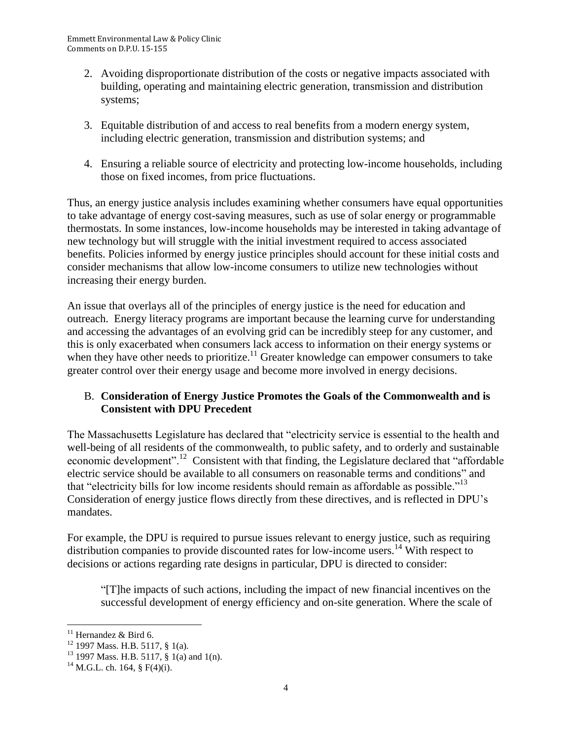2. Avoiding disproportionate distribution of the costs or negative impacts associated with building, operating and maintaining electric generation, transmission and distribution systems;

3. Equitable distribution of and access to real benefits from a modern energy system, including electric generation, transmission and distribution systems; and

4. Ensuring a reliable source of electricity and protecting low-income households, including those on fixed incomes, from price fluctuations.

Thus, an energy justice analysis includes examining whether consumers have equal opportunities to take advantage of energy cost-saving measures, such as use of solar energy or programmable thermostats. In some instances, low-income households may be interested in taking advantage of new technology but will struggle with the initial investment required to access associated benefits. Policies informed by energy justice principles should account for these initial costs and consider mechanisms that allow low-income consumers to utilize new technologies without increasing their energy burden.

An issue that overlays all of the principles of energy justice is the need for education and outreach. Energy literacy programs are important because the learning curve for understanding and accessing the advantages of an evolving grid can be incredibly steep for any customer, and this is only exacerbated when consumers lack access to information on their energy systems or when they have other needs to prioritize.[11] Greater knowledge can empower consumers to take greater control over their energy usage and become more involved in energy decisions.

### B. **Consideration of Energy Justice Promotes the Goals of the Commonwealth and is Consistent with DPU Precedent**

The Massachusetts Legislature has declared that "electricity service is essential to the health and well-being of all residents of the commonwealth, to public safety, and to orderly and sustainable economic development".[12] Consistent with that finding, the Legislature declared that "affordable electric service should be available to all consumers on reasonable terms and conditions" and that "electricity bills for low income residents should remain as affordable as possible."[13] Consideration of energy justice flows directly from these directives, and is reflected in DPU's mandates.

For example, the DPU is required to pursue issues relevant to energy justice, such as requiring distribution companies to provide discounted rates for low-income users.[14] With respect to decisions or actions regarding rate designs in particular, DPU is directed to consider:

> "[T]he impacts of such actions, including the impact of new financial incentives on the successful development of energy efficiency and on-site generation. Where the scale of

---

[11] Hernandez & Bird 6.

[12] 1997 Mass. H.B. 5117, § 1(a).

[13] 1997 Mass. H.B. 5117, § 1(a) and 1(n).

[14] M.G.L. ch. 164, § F(4)(i).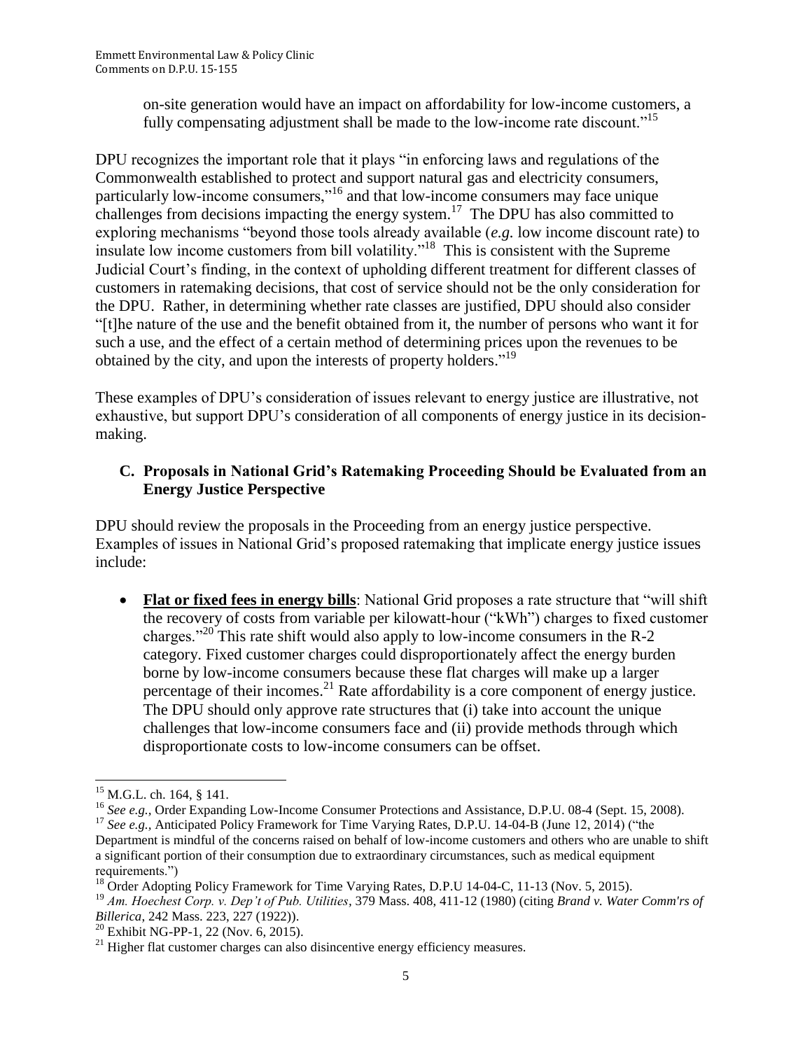on-site generation would have an impact on affordability for low-income customers, a fully compensating adjustment shall be made to the low-income rate discount."[15]

DPU recognizes the important role that it plays "in enforcing laws and regulations of the Commonwealth established to protect and support natural gas and electricity consumers, particularly low-income consumers,"[16] and that low-income consumers may face unique challenges from decisions impacting the energy system.[17] The DPU has also committed to exploring mechanisms "beyond those tools already available (*e.g.* low income discount rate) to insulate low income customers from bill volatility."[18] This is consistent with the Supreme Judicial Court's finding, in the context of upholding different treatment for different classes of customers in ratemaking decisions, that cost of service should not be the only consideration for the DPU. Rather, in determining whether rate classes are justified, DPU should also consider "[t]he nature of the use and the benefit obtained from it, the number of persons who want it for such a use, and the effect of a certain method of determining prices upon the revenues to be obtained by the city, and upon the interests of property holders."[19]

These examples of DPU's consideration of issues relevant to energy justice are illustrative, not exhaustive, but support DPU's consideration of all components of energy justice in its decision-making.

### C. Proposals in National Grid's Ratemaking Proceeding Should be Evaluated from an Energy Justice Perspective

DPU should review the proposals in the Proceeding from an energy justice perspective. Examples of issues in National Grid's proposed ratemaking that implicate energy justice issues include:

- **<u>Flat or fixed fees in energy bills</u>**: National Grid proposes a rate structure that "will shift the recovery of costs from variable per kilowatt-hour ("kWh") charges to fixed customer charges."[20] This rate shift would also apply to low-income consumers in the R-2 category. Fixed customer charges could disproportionately affect the energy burden borne by low-income consumers because these flat charges will make up a larger percentage of their incomes.[21] Rate affordability is a core component of energy justice. The DPU should only approve rate structures that (i) take into account the unique challenges that low-income consumers face and (ii) provide methods through which disproportionate costs to low-income consumers can be offset.

---

[15] M.G.L. ch. 164, § 141.

[16] *See e.g.,* Order Expanding Low-Income Consumer Protections and Assistance, D.P.U. 08-4 (Sept. 15, 2008).

[17] *See e.g.,* Anticipated Policy Framework for Time Varying Rates, D.P.U. 14-04-B (June 12, 2014) ("the Department is mindful of the concerns raised on behalf of low-income customers and others who are unable to shift a significant portion of their consumption due to extraordinary circumstances, such as medical equipment requirements.")

[18] Order Adopting Policy Framework for Time Varying Rates, D.P.U 14-04-C, 11-13 (Nov. 5, 2015).

[19] *Am. Hoechest Corp. v. Dep't of Pub. Utilities*, 379 Mass. 408, 411-12 (1980) (citing *Brand v. Water Comm'rs of Billerica*, 242 Mass. 223, 227 (1922)).

[20] Exhibit NG-PP-1, 22 (Nov. 6, 2015).

[21] Higher flat customer charges can also disincentive energy efficiency measures.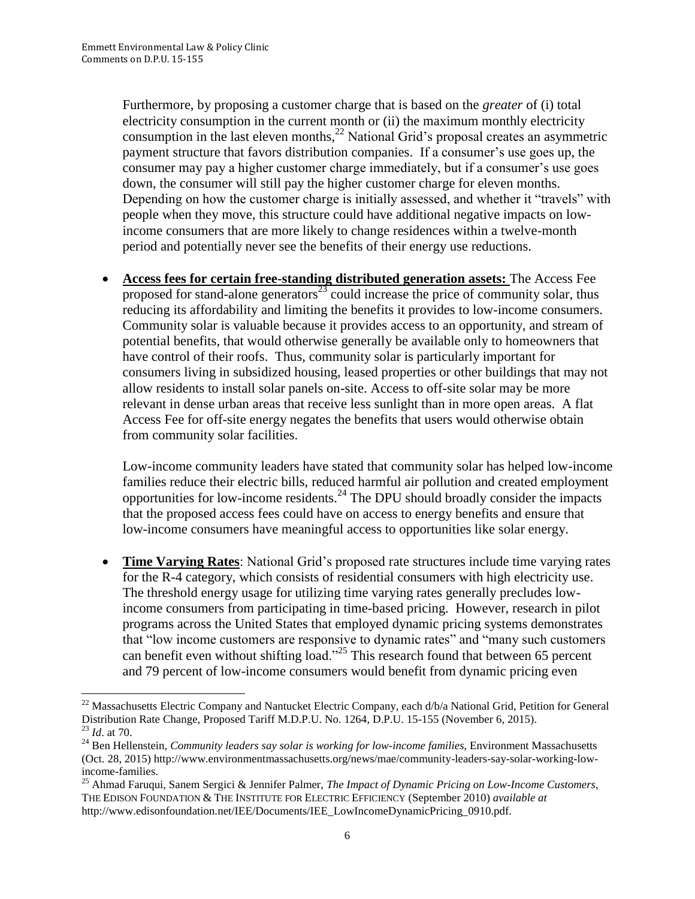Furthermore, by proposing a customer charge that is based on the *greater* of (i) total electricity consumption in the current month or (ii) the maximum monthly electricity consumption in the last eleven months,[22] National Grid's proposal creates an asymmetric payment structure that favors distribution companies. If a consumer's use goes up, the consumer may pay a higher customer charge immediately, but if a consumer's use goes down, the consumer will still pay the higher customer charge for eleven months. Depending on how the customer charge is initially assessed, and whether it "travels" with people when they move, this structure could have additional negative impacts on low-income consumers that are more likely to change residences within a twelve-month period and potentially never see the benefits of their energy use reductions.

- **Access fees for certain free-standing distributed generation assets:** The Access Fee proposed for stand-alone generators[23] could increase the price of community solar, thus reducing its affordability and limiting the benefits it provides to low-income consumers. Community solar is valuable because it provides access to an opportunity, and stream of potential benefits, that would otherwise generally be available only to homeowners that have control of their roofs. Thus, community solar is particularly important for consumers living in subsidized housing, leased properties or other buildings that may not allow residents to install solar panels on-site. Access to off-site solar may be more relevant in dense urban areas that receive less sunlight than in more open areas. A flat Access Fee for off-site energy negates the benefits that users would otherwise obtain from community solar facilities.

  Low-income community leaders have stated that community solar has helped low-income families reduce their electric bills, reduced harmful air pollution and created employment opportunities for low-income residents.[24] The DPU should broadly consider the impacts that the proposed access fees could have on access to energy benefits and ensure that low-income consumers have meaningful access to opportunities like solar energy.

- **Time Varying Rates**: National Grid's proposed rate structures include time varying rates for the R-4 category, which consists of residential consumers with high electricity use. The threshold energy usage for utilizing time varying rates generally precludes low-income consumers from participating in time-based pricing. However, research in pilot programs across the United States that employed dynamic pricing systems demonstrates that "low income customers are responsive to dynamic rates" and "many such customers can benefit even without shifting load."[25] This research found that between 65 percent and 79 percent of low-income consumers would benefit from dynamic pricing even

---

[22] Massachusetts Electric Company and Nantucket Electric Company, each d/b/a National Grid, Petition for General Distribution Rate Change, Proposed Tariff M.D.P.U. No. 1264, D.P.U. 15-155 (November 6, 2015).

[23] *Id*. at 70.

[24] Ben Hellenstein, *Community leaders say solar is working for low-income families*, Environment Massachusetts (Oct. 28, 2015) http://www.environmentmassachusetts.org/news/mae/community-leaders-say-solar-working-low-income-families.

[25] Ahmad Faruqui, Sanem Sergici & Jennifer Palmer, *The Impact of Dynamic Pricing on Low-Income Customers*, THE EDISON FOUNDATION & THE INSTITUTE FOR ELECTRIC EFFICIENCY (September 2010) *available at* http://www.edisonfoundation.net/IEE/Documents/IEE_LowIncomeDynamicPricing_0910.pdf.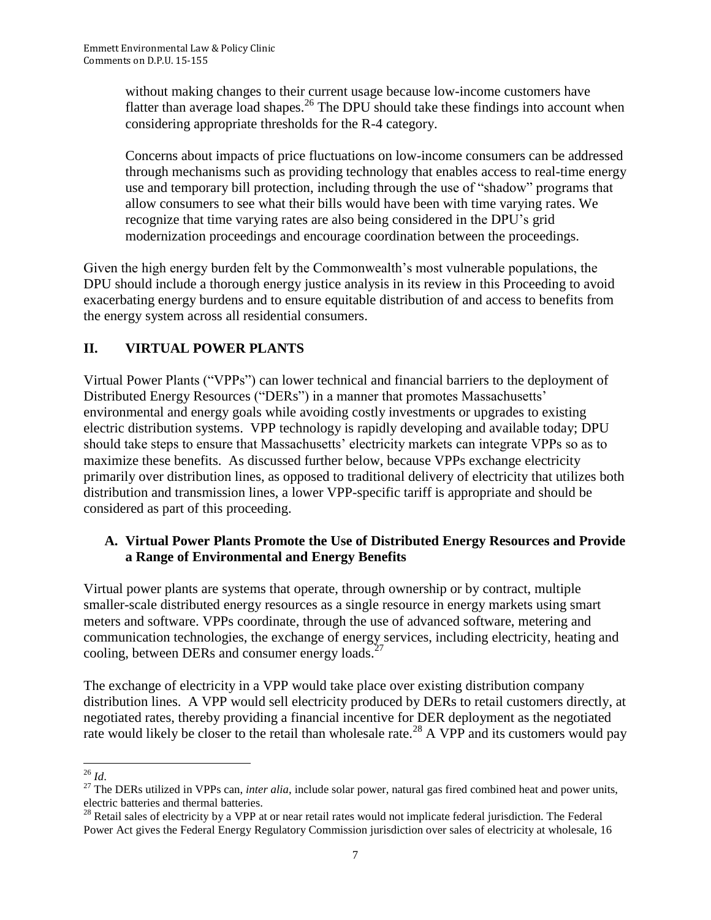without making changes to their current usage because low-income customers have flatter than average load shapes.[26] The DPU should take these findings into account when considering appropriate thresholds for the R-4 category.

Concerns about impacts of price fluctuations on low-income consumers can be addressed through mechanisms such as providing technology that enables access to real-time energy use and temporary bill protection, including through the use of "shadow" programs that allow consumers to see what their bills would have been with time varying rates. We recognize that time varying rates are also being considered in the DPU's grid modernization proceedings and encourage coordination between the proceedings.

Given the high energy burden felt by the Commonwealth's most vulnerable populations, the DPU should include a thorough energy justice analysis in its review in this Proceeding to avoid exacerbating energy burdens and to ensure equitable distribution of and access to benefits from the energy system across all residential consumers.

## II. VIRTUAL POWER PLANTS

Virtual Power Plants ("VPPs") can lower technical and financial barriers to the deployment of Distributed Energy Resources ("DERs") in a manner that promotes Massachusetts' environmental and energy goals while avoiding costly investments or upgrades to existing electric distribution systems. VPP technology is rapidly developing and available today; DPU should take steps to ensure that Massachusetts' electricity markets can integrate VPPs so as to maximize these benefits. As discussed further below, because VPPs exchange electricity primarily over distribution lines, as opposed to traditional delivery of electricity that utilizes both distribution and transmission lines, a lower VPP-specific tariff is appropriate and should be considered as part of this proceeding.

### A. Virtual Power Plants Promote the Use of Distributed Energy Resources and Provide a Range of Environmental and Energy Benefits

Virtual power plants are systems that operate, through ownership or by contract, multiple smaller-scale distributed energy resources as a single resource in energy markets using smart meters and software. VPPs coordinate, through the use of advanced software, metering and communication technologies, the exchange of energy services, including electricity, heating and cooling, between DERs and consumer energy loads.[27]

The exchange of electricity in a VPP would take place over existing distribution company distribution lines. A VPP would sell electricity produced by DERs to retail customers directly, at negotiated rates, thereby providing a financial incentive for DER deployment as the negotiated rate would likely be closer to the retail than wholesale rate.[28] A VPP and its customers would pay

---

[26] *Id*.

[27] The DERs utilized in VPPs can, *inter alia*, include solar power, natural gas fired combined heat and power units, electric batteries and thermal batteries.

[28] Retail sales of electricity by a VPP at or near retail rates would not implicate federal jurisdiction. The Federal Power Act gives the Federal Energy Regulatory Commission jurisdiction over sales of electricity at wholesale, 16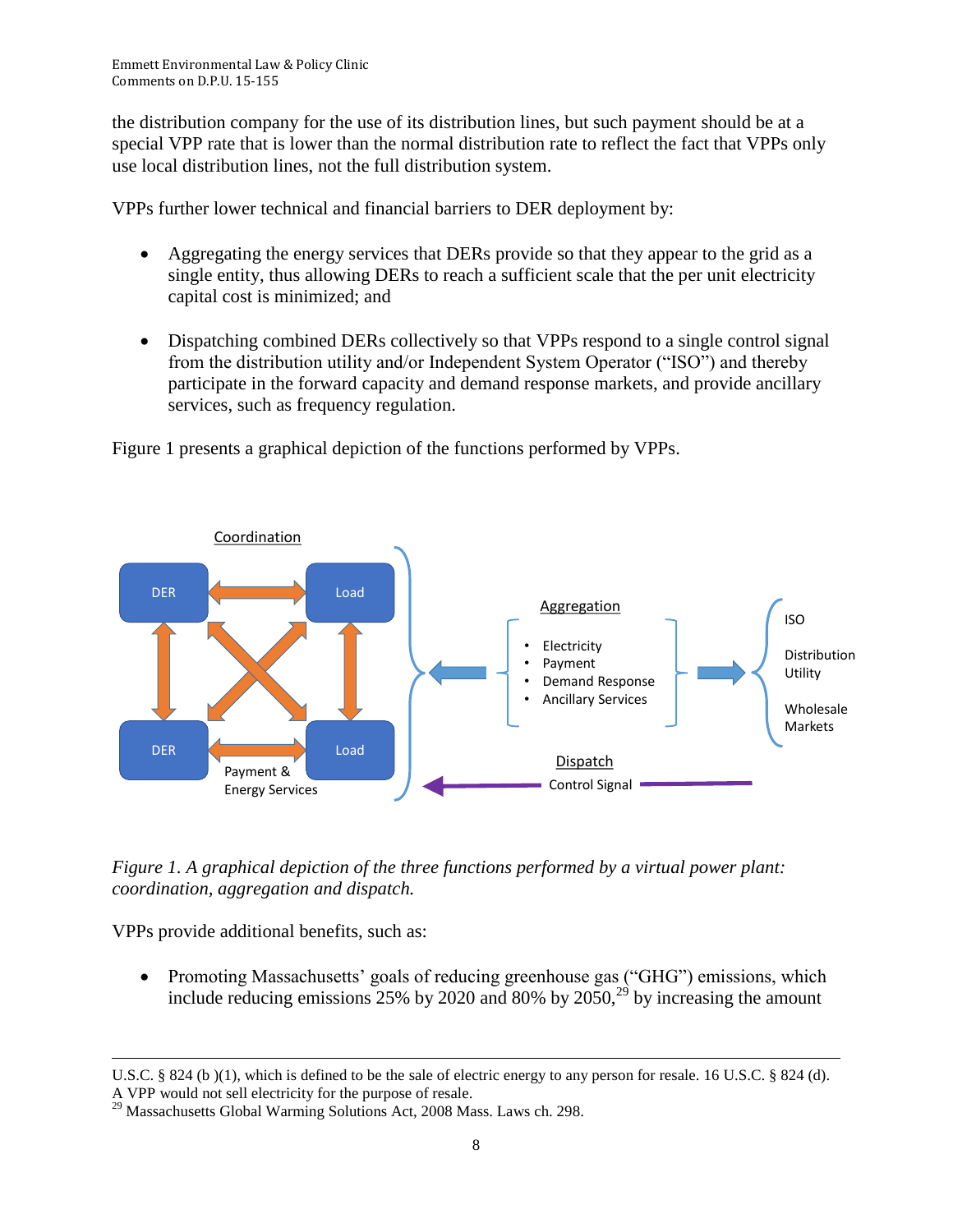the distribution company for the use of its distribution lines, but such payment should be at a special VPP rate that is lower than the normal distribution rate to reflect the fact that VPPs only use local distribution lines, not the full distribution system.

VPPs further lower technical and financial barriers to DER deployment by:

- Aggregating the energy services that DERs provide so that they appear to the grid as a single entity, thus allowing DERs to reach a sufficient scale that the per unit electricity capital cost is minimized; and
- Dispatching combined DERs collectively so that VPPs respond to a single control signal from the distribution utility and/or Independent System Operator ("ISO") and thereby participate in the forward capacity and demand response markets, and provide ancillary services, such as frequency regulation.

Figure 1 presents a graphical depiction of the functions performed by VPPs.

*Figure 1. A graphical depiction of the three functions performed by a virtual power plant: coordination, aggregation and dispatch.*

VPPs provide additional benefits, such as:

- Promoting Massachusetts' goals of reducing greenhouse gas ("GHG") emissions, which include reducing emissions 25% by 2020 and 80% by 2050,[29] by increasing the amount

---

U.S.C. § 824 (b )(1), which is defined to be the sale of electric energy to any person for resale. 16 U.S.C. § 824 (d). A VPP would not sell electricity for the purpose of resale.

[29] Massachusetts Global Warming Solutions Act, 2008 Mass. Laws ch. 298.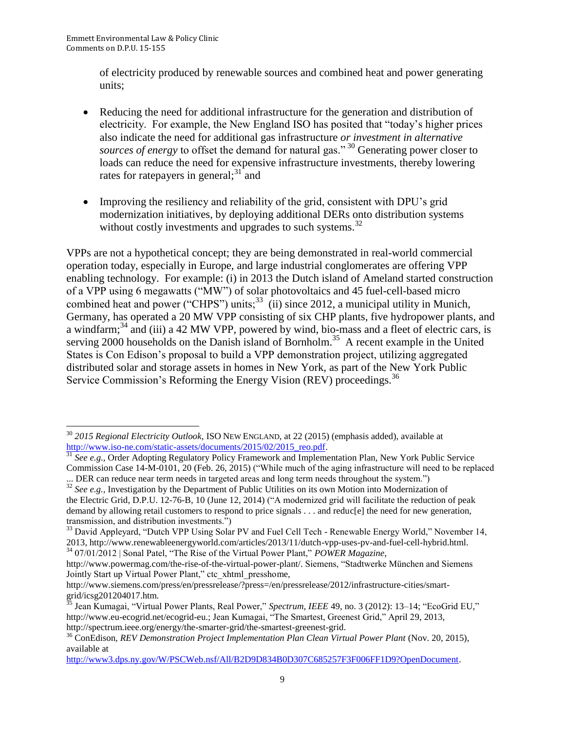of electricity produced by renewable sources and combined heat and power generating units;

- Reducing the need for additional infrastructure for the generation and distribution of electricity. For example, the New England ISO has posited that "today's higher prices also indicate the need for additional gas infrastructure *or investment in alternative sources of energy* to offset the demand for natural gas."[30] Generating power closer to loads can reduce the need for expensive infrastructure investments, thereby lowering rates for ratepayers in general;[31] and

- Improving the resiliency and reliability of the grid, consistent with DPU's grid modernization initiatives, by deploying additional DERs onto distribution systems without costly investments and upgrades to such systems.[32]

VPPs are not a hypothetical concept; they are being demonstrated in real-world commercial operation today, especially in Europe, and large industrial conglomerates are offering VPP enabling technology. For example: (i) in 2013 the Dutch island of Ameland started construction of a VPP using 6 megawatts ("MW") of solar photovoltaics and 45 fuel-cell-based micro combined heat and power ("CHPS") units;[33] (ii) since 2012, a municipal utility in Munich, Germany, has operated a 20 MW VPP consisting of six CHP plants, five hydropower plants, and a windfarm;[34] and (iii) a 42 MW VPP, powered by wind, bio-mass and a fleet of electric cars, is serving 2000 households on the Danish island of Bornholm.[35] A recent example in the United States is Con Edison's proposal to build a VPP demonstration project, utilizing aggregated distributed solar and storage assets in homes in New York, as part of the New York Public Service Commission's Reforming the Energy Vision (REV) proceedings.[36]

---

[30] *2015 Regional Electricity Outlook*, ISO NEW ENGLAND, at 22 (2015) (emphasis added), available at http://www.iso-ne.com/static-assets/documents/2015/02/2015_reo.pdf.

[31] *See e.g.*, Order Adopting Regulatory Policy Framework and Implementation Plan, New York Public Service Commission Case 14-M-0101, 20 (Feb. 26, 2015) ("While much of the aging infrastructure will need to be replaced ... DER can reduce near term needs in targeted areas and long term needs throughout the system.")

[32] *See e.g.*, Investigation by the Department of Public Utilities on its own Motion into Modernization of the Electric Grid, D.P.U. 12-76-B, 10 (June 12, 2014) ("A modernized grid will facilitate the reduction of peak demand by allowing retail customers to respond to price signals . . . and reduc[e] the need for new generation, transmission, and distribution investments.")

[33] David Appleyard, "Dutch VPP Using Solar PV and Fuel Cell Tech - Renewable Energy World," November 14, 2013, http://www.renewableenergyworld.com/articles/2013/11/dutch-vpp-uses-pv-and-fuel-cell-hybrid.html.

[34] 07/01/2012 | Sonal Patel, "The Rise of the Virtual Power Plant," *POWER Magazine*, http://www.powermag.com/the-rise-of-the-virtual-power-plant/. Siemens, "Stadtwerke München and Siemens Jointly Start up Virtual Power Plant," ctc_xhtml_presshome, http://www.siemens.com/press/en/pressrelease/?press=/en/pressrelease/2012/infrastructure-cities/smart-grid/icsg201204017.htm.

[35] Jean Kumagai, "Virtual Power Plants, Real Power," *Spectrum, IEEE* 49, no. 3 (2012): 13–14; "EcoGrid EU," http://www.eu-ecogrid.net/ecogrid-eu.; Jean Kumagai, "The Smartest, Greenest Grid," April 29, 2013, http://spectrum.ieee.org/energy/the-smarter-grid/the-smartest-greenest-grid.

[36] ConEdison, *REV Demonstration Project Implementation Plan Clean Virtual Power Plant* (Nov. 20, 2015), available at http://www3.dps.ny.gov/W/PSCWeb.nsf/All/B2D9D834B0D307C685257F3F006FF1D9?OpenDocument.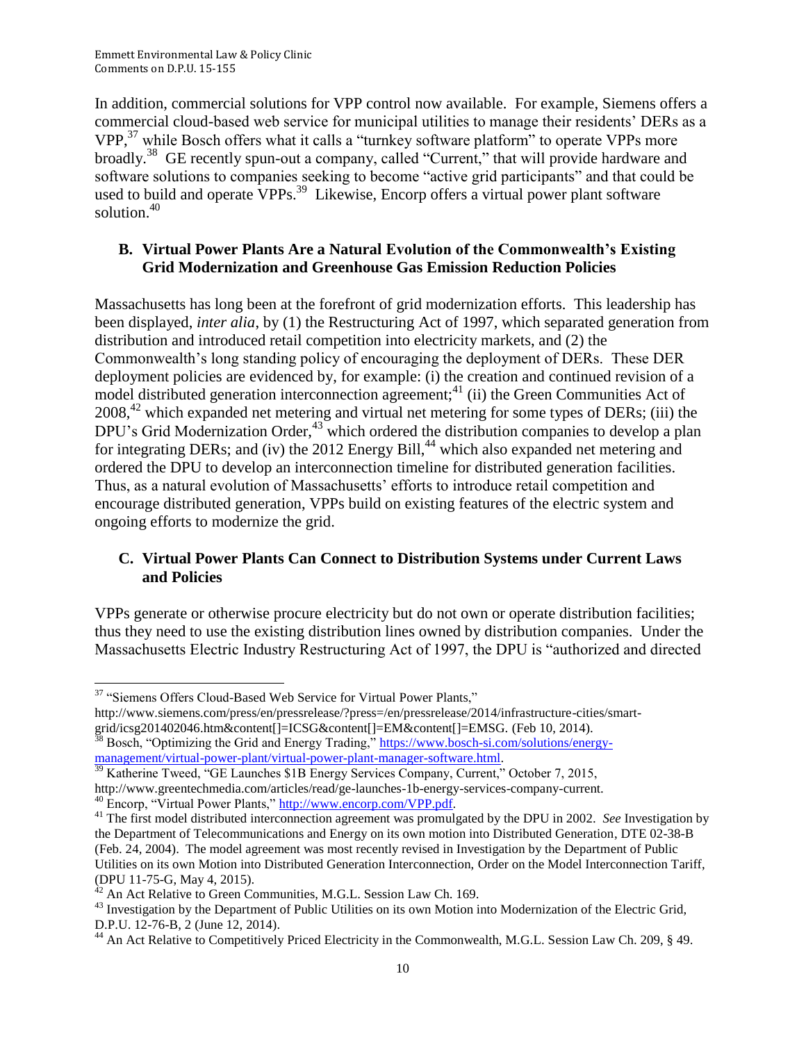In addition, commercial solutions for VPP control now available. For example, Siemens offers a commercial cloud-based web service for municipal utilities to manage their residents' DERs as a VPP,[37] while Bosch offers what it calls a "turnkey software platform" to operate VPPs more broadly.[38] GE recently spun-out a company, called "Current," that will provide hardware and software solutions to companies seeking to become "active grid participants" and that could be used to build and operate VPPs.[39] Likewise, Encorp offers a virtual power plant software solution.[40]

### B. Virtual Power Plants Are a Natural Evolution of the Commonwealth's Existing Grid Modernization and Greenhouse Gas Emission Reduction Policies

Massachusetts has long been at the forefront of grid modernization efforts. This leadership has been displayed, *inter alia*, by (1) the Restructuring Act of 1997, which separated generation from distribution and introduced retail competition into electricity markets, and (2) the Commonwealth's long standing policy of encouraging the deployment of DERs. These DER deployment policies are evidenced by, for example: (i) the creation and continued revision of a model distributed generation interconnection agreement;[41] (ii) the Green Communities Act of 2008,[42] which expanded net metering and virtual net metering for some types of DERs; (iii) the DPU's Grid Modernization Order,[43] which ordered the distribution companies to develop a plan for integrating DERs; and (iv) the 2012 Energy Bill,[44] which also expanded net metering and ordered the DPU to develop an interconnection timeline for distributed generation facilities. Thus, as a natural evolution of Massachusetts' efforts to introduce retail competition and encourage distributed generation, VPPs build on existing features of the electric system and ongoing efforts to modernize the grid.

### C. Virtual Power Plants Can Connect to Distribution Systems under Current Laws and Policies

VPPs generate or otherwise procure electricity but do not own or operate distribution facilities; thus they need to use the existing distribution lines owned by distribution companies. Under the Massachusetts Electric Industry Restructuring Act of 1997, the DPU is "authorized and directed

---

[37] "Siemens Offers Cloud-Based Web Service for Virtual Power Plants," http://www.siemens.com/press/en/pressrelease/?press=/en/pressrelease/2014/infrastructure-cities/smart-grid/icsg201402046.htm&content[]=ICSG&content[]=EM&content[]=EMSG. (Feb 10, 2014).

[38] Bosch, "Optimizing the Grid and Energy Trading," https://www.bosch-si.com/solutions/energy-management/virtual-power-plant/virtual-power-plant-manager-software.html.

[39] Katherine Tweed, "GE Launches $1B Energy Services Company, Current," October 7, 2015, http://www.greentechmedia.com/articles/read/ge-launches-1b-energy-services-company-current.

[40] Encorp, "Virtual Power Plants," http://www.encorp.com/VPP.pdf.

[41] The first model distributed interconnection agreement was promulgated by the DPU in 2002. *See* Investigation by the Department of Telecommunications and Energy on its own motion into Distributed Generation, DTE 02-38-B (Feb. 24, 2004). The model agreement was most recently revised in Investigation by the Department of Public Utilities on its own Motion into Distributed Generation Interconnection, Order on the Model Interconnection Tariff, (DPU 11-75-G, May 4, 2015).

[42] An Act Relative to Green Communities, M.G.L. Session Law Ch. 169.

[43] Investigation by the Department of Public Utilities on its own Motion into Modernization of the Electric Grid, D.P.U. 12-76-B, 2 (June 12, 2014).

[44] An Act Relative to Competitively Priced Electricity in the Commonwealth, M.G.L. Session Law Ch. 209, § 49.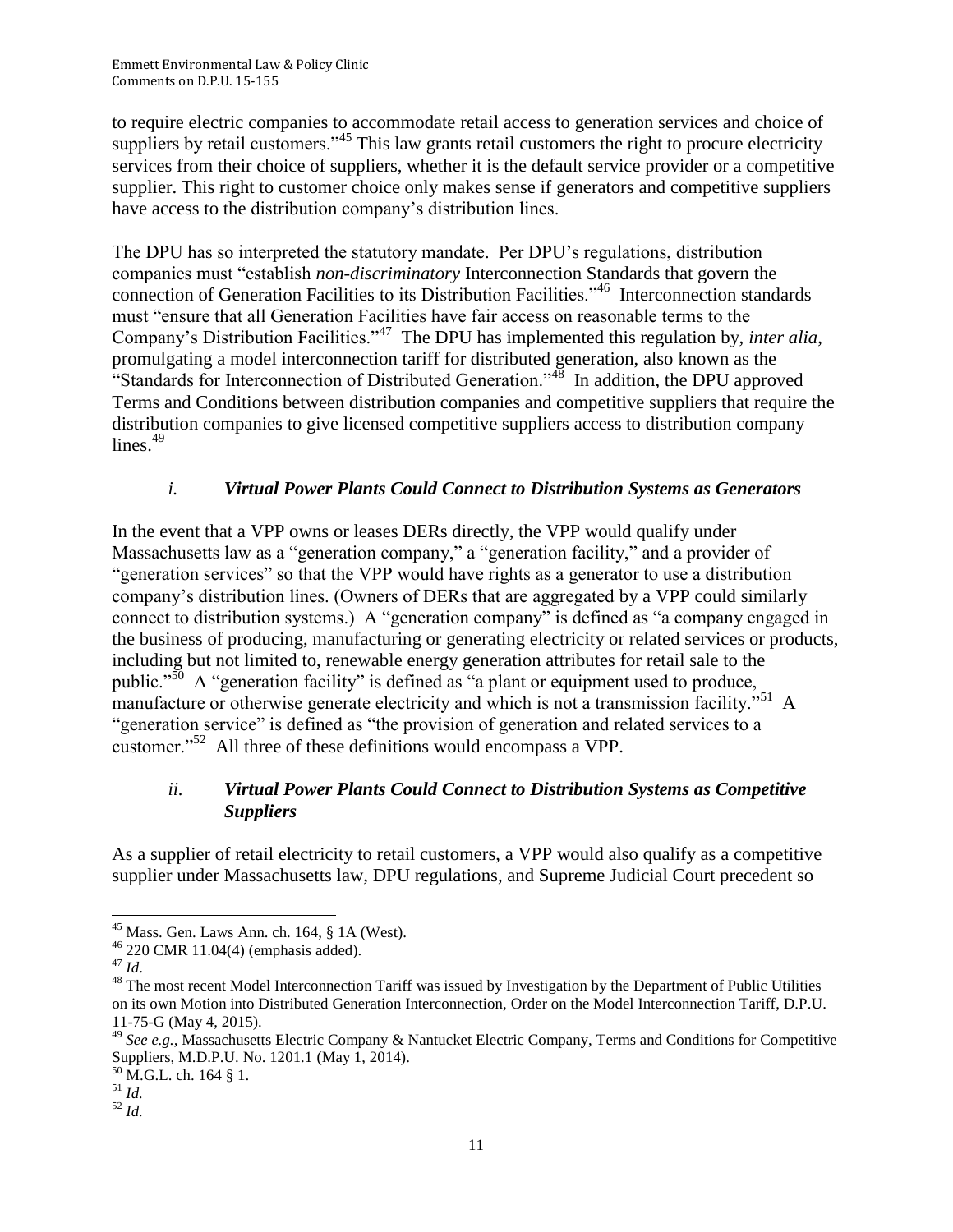to require electric companies to accommodate retail access to generation services and choice of suppliers by retail customers."[45] This law grants retail customers the right to procure electricity services from their choice of suppliers, whether it is the default service provider or a competitive supplier. This right to customer choice only makes sense if generators and competitive suppliers have access to the distribution company's distribution lines.

The DPU has so interpreted the statutory mandate. Per DPU's regulations, distribution companies must "establish *non-discriminatory* Interconnection Standards that govern the connection of Generation Facilities to its Distribution Facilities."[46] Interconnection standards must "ensure that all Generation Facilities have fair access on reasonable terms to the Company's Distribution Facilities."[47] The DPU has implemented this regulation by, *inter alia*, promulgating a model interconnection tariff for distributed generation, also known as the "Standards for Interconnection of Distributed Generation."[48] In addition, the DPU approved Terms and Conditions between distribution companies and competitive suppliers that require the distribution companies to give licensed competitive suppliers access to distribution company lines.[49]

#### *i. Virtual Power Plants Could Connect to Distribution Systems as Generators*

In the event that a VPP owns or leases DERs directly, the VPP would qualify under Massachusetts law as a "generation company," a "generation facility," and a provider of "generation services" so that the VPP would have rights as a generator to use a distribution company's distribution lines. (Owners of DERs that are aggregated by a VPP could similarly connect to distribution systems.) A "generation company" is defined as "a company engaged in the business of producing, manufacturing or generating electricity or related services or products, including but not limited to, renewable energy generation attributes for retail sale to the public."[50] A "generation facility" is defined as "a plant or equipment used to produce, manufacture or otherwise generate electricity and which is not a transmission facility."[51] A "generation service" is defined as "the provision of generation and related services to a customer."[52] All three of these definitions would encompass a VPP.

#### *ii. Virtual Power Plants Could Connect to Distribution Systems as Competitive Suppliers*

As a supplier of retail electricity to retail customers, a VPP would also qualify as a competitive supplier under Massachusetts law, DPU regulations, and Supreme Judicial Court precedent so

---

[45] Mass. Gen. Laws Ann. ch. 164, § 1A (West).

[46] 220 CMR 11.04(4) (emphasis added).

[47] *Id*.

[48] The most recent Model Interconnection Tariff was issued by Investigation by the Department of Public Utilities on its own Motion into Distributed Generation Interconnection, Order on the Model Interconnection Tariff, D.P.U. 11-75-G (May 4, 2015).

[49] *See e.g.*, Massachusetts Electric Company & Nantucket Electric Company, Terms and Conditions for Competitive Suppliers, M.D.P.U. No. 1201.1 (May 1, 2014).

[50] M.G.L. ch. 164 § 1.

[51] *Id.*

[52] *Id.*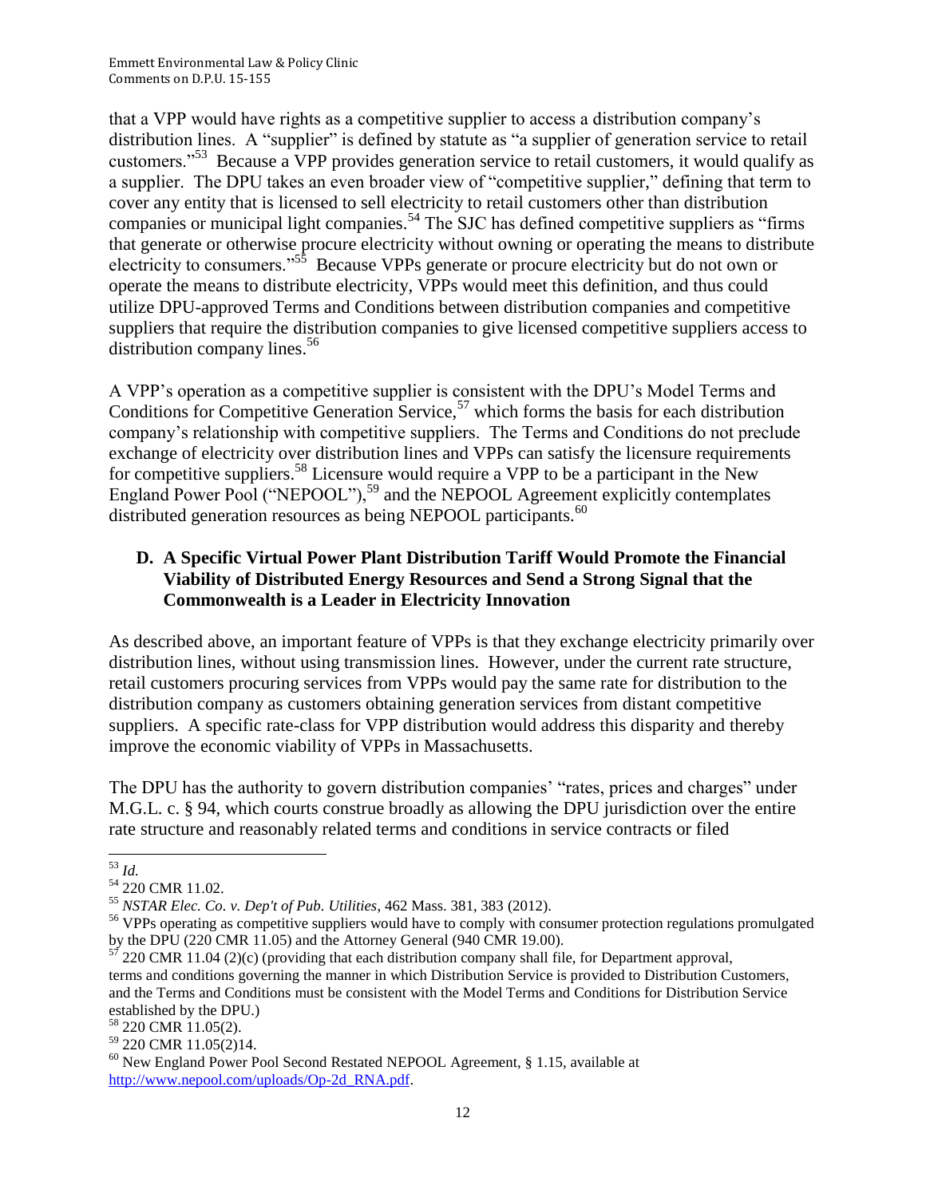that a VPP would have rights as a competitive supplier to access a distribution company's distribution lines. A "supplier" is defined by statute as "a supplier of generation service to retail customers."[53] Because a VPP provides generation service to retail customers, it would qualify as a supplier. The DPU takes an even broader view of "competitive supplier," defining that term to cover any entity that is licensed to sell electricity to retail customers other than distribution companies or municipal light companies.[54] The SJC has defined competitive suppliers as "firms that generate or otherwise procure electricity without owning or operating the means to distribute electricity to consumers."[55] Because VPPs generate or procure electricity but do not own or operate the means to distribute electricity, VPPs would meet this definition, and thus could utilize DPU-approved Terms and Conditions between distribution companies and competitive suppliers that require the distribution companies to give licensed competitive suppliers access to distribution company lines.[56]

A VPP's operation as a competitive supplier is consistent with the DPU's Model Terms and Conditions for Competitive Generation Service,[57] which forms the basis for each distribution company's relationship with competitive suppliers. The Terms and Conditions do not preclude exchange of electricity over distribution lines and VPPs can satisfy the licensure requirements for competitive suppliers.[58] Licensure would require a VPP to be a participant in the New England Power Pool ("NEPOOL"),[59] and the NEPOOL Agreement explicitly contemplates distributed generation resources as being NEPOOL participants.[60]

### D. A Specific Virtual Power Plant Distribution Tariff Would Promote the Financial Viability of Distributed Energy Resources and Send a Strong Signal that the Commonwealth is a Leader in Electricity Innovation

As described above, an important feature of VPPs is that they exchange electricity primarily over distribution lines, without using transmission lines. However, under the current rate structure, retail customers procuring services from VPPs would pay the same rate for distribution to the distribution company as customers obtaining generation services from distant competitive suppliers. A specific rate-class for VPP distribution would address this disparity and thereby improve the economic viability of VPPs in Massachusetts.

The DPU has the authority to govern distribution companies' "rates, prices and charges" under M.G.L. c. § 94, which courts construe broadly as allowing the DPU jurisdiction over the entire rate structure and reasonably related terms and conditions in service contracts or filed

---

[53] *Id.*

[54] 220 CMR 11.02.

[55] *NSTAR Elec. Co. v. Dep't of Pub. Utilities*, 462 Mass. 381, 383 (2012).

[56] VPPs operating as competitive suppliers would have to comply with consumer protection regulations promulgated by the DPU (220 CMR 11.05) and the Attorney General (940 CMR 19.00).

[57] 220 CMR 11.04 (2)(c) (providing that each distribution company shall file, for Department approval, terms and conditions governing the manner in which Distribution Service is provided to Distribution Customers, and the Terms and Conditions must be consistent with the Model Terms and Conditions for Distribution Service established by the DPU.)

[58] 220 CMR 11.05(2).

[59] 220 CMR 11.05(2)14.

[60] New England Power Pool Second Restated NEPOOL Agreement, § 1.15, available at http://www.nepool.com/uploads/Op-2d_RNA.pdf.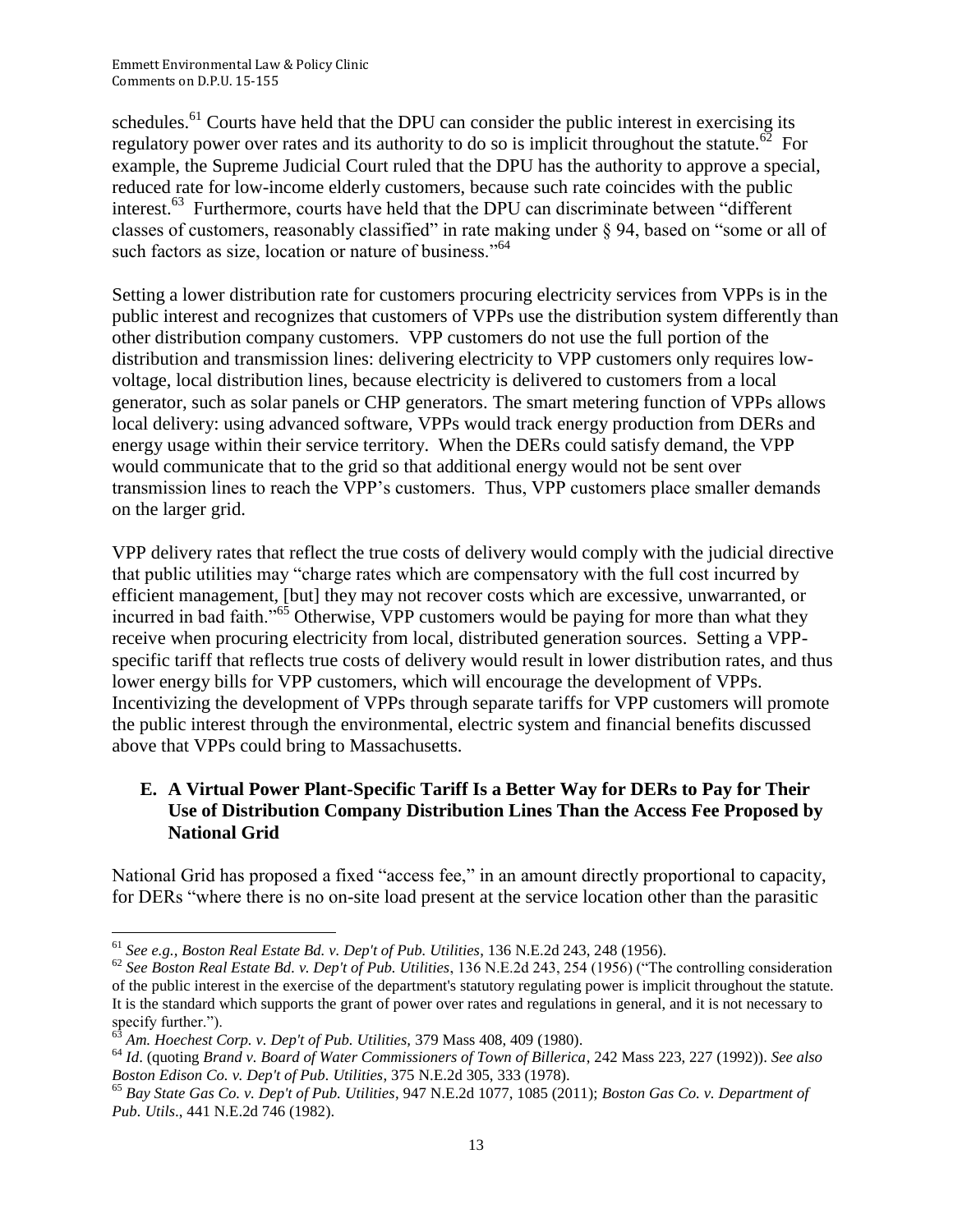schedules.[61] Courts have held that the DPU can consider the public interest in exercising its regulatory power over rates and its authority to do so is implicit throughout the statute.[62] For example, the Supreme Judicial Court ruled that the DPU has the authority to approve a special, reduced rate for low-income elderly customers, because such rate coincides with the public interest.[63] Furthermore, courts have held that the DPU can discriminate between "different classes of customers, reasonably classified" in rate making under § 94, based on "some or all of such factors as size, location or nature of business."[64]

Setting a lower distribution rate for customers procuring electricity services from VPPs is in the public interest and recognizes that customers of VPPs use the distribution system differently than other distribution company customers. VPP customers do not use the full portion of the distribution and transmission lines: delivering electricity to VPP customers only requires low-voltage, local distribution lines, because electricity is delivered to customers from a local generator, such as solar panels or CHP generators. The smart metering function of VPPs allows local delivery: using advanced software, VPPs would track energy production from DERs and energy usage within their service territory. When the DERs could satisfy demand, the VPP would communicate that to the grid so that additional energy would not be sent over transmission lines to reach the VPP's customers. Thus, VPP customers place smaller demands on the larger grid.

VPP delivery rates that reflect the true costs of delivery would comply with the judicial directive that public utilities may "charge rates which are compensatory with the full cost incurred by efficient management, [but] they may not recover costs which are excessive, unwarranted, or incurred in bad faith."[65] Otherwise, VPP customers would be paying for more than what they receive when procuring electricity from local, distributed generation sources. Setting a VPP-specific tariff that reflects true costs of delivery would result in lower distribution rates, and thus lower energy bills for VPP customers, which will encourage the development of VPPs. Incentivizing the development of VPPs through separate tariffs for VPP customers will promote the public interest through the environmental, electric system and financial benefits discussed above that VPPs could bring to Massachusetts.

### E. A Virtual Power Plant-Specific Tariff Is a Better Way for DERs to Pay for Their Use of Distribution Company Distribution Lines Than the Access Fee Proposed by National Grid

National Grid has proposed a fixed "access fee," in an amount directly proportional to capacity, for DERs "where there is no on-site load present at the service location other than the parasitic

---

[61] *See e.g., Boston Real Estate Bd. v. Dep't of Pub. Utilities*, 136 N.E.2d 243, 248 (1956).

[62] *See Boston Real Estate Bd. v. Dep't of Pub. Utilities*, 136 N.E.2d 243, 254 (1956) ("The controlling consideration of the public interest in the exercise of the department's statutory regulating power is implicit throughout the statute. It is the standard which supports the grant of power over rates and regulations in general, and it is not necessary to specify further.").

[63] *Am. Hoechest Corp. v. Dep't of Pub. Utilities,* 379 Mass 408, 409 (1980).

[64] *Id*. (quoting *Brand v. Board of Water Commissioners of Town of Billerica*, 242 Mass 223, 227 (1992)). *See also Boston Edison Co. v. Dep't of Pub. Utilities*, 375 N.E.2d 305, 333 (1978).

[65] *Bay State Gas Co. v. Dep't of Pub. Utilities*, 947 N.E.2d 1077, 1085 (2011); *Boston Gas Co. v. Department of Pub. Utils*., 441 N.E.2d 746 (1982).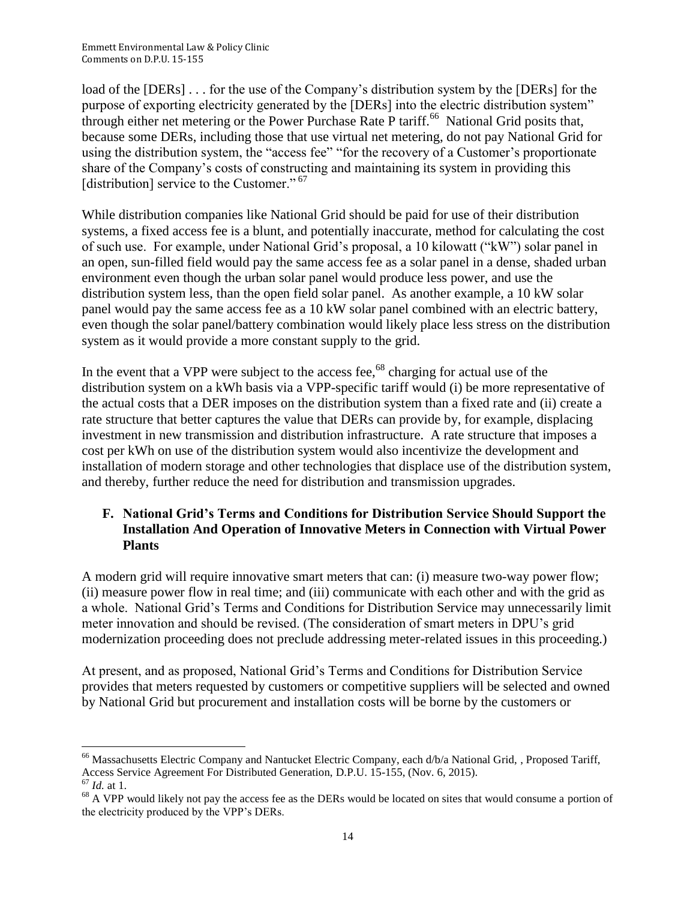load of the [DERs] . . . for the use of the Company's distribution system by the [DERs] for the purpose of exporting electricity generated by the [DERs] into the electric distribution system" through either net metering or the Power Purchase Rate P tariff.[66] National Grid posits that, because some DERs, including those that use virtual net metering, do not pay National Grid for using the distribution system, the "access fee" "for the recovery of a Customer's proportionate share of the Company's costs of constructing and maintaining its system in providing this [distribution] service to the Customer."[67]

While distribution companies like National Grid should be paid for use of their distribution systems, a fixed access fee is a blunt, and potentially inaccurate, method for calculating the cost of such use. For example, under National Grid's proposal, a 10 kilowatt ("kW") solar panel in an open, sun-filled field would pay the same access fee as a solar panel in a dense, shaded urban environment even though the urban solar panel would produce less power, and use the distribution system less, than the open field solar panel. As another example, a 10 kW solar panel would pay the same access fee as a 10 kW solar panel combined with an electric battery, even though the solar panel/battery combination would likely place less stress on the distribution system as it would provide a more constant supply to the grid.

In the event that a VPP were subject to the access fee,[68] charging for actual use of the distribution system on a kWh basis via a VPP-specific tariff would (i) be more representative of the actual costs that a DER imposes on the distribution system than a fixed rate and (ii) create a rate structure that better captures the value that DERs can provide by, for example, displacing investment in new transmission and distribution infrastructure. A rate structure that imposes a cost per kWh on use of the distribution system would also incentivize the development and installation of modern storage and other technologies that displace use of the distribution system, and thereby, further reduce the need for distribution and transmission upgrades.

### F. National Grid's Terms and Conditions for Distribution Service Should Support the Installation And Operation of Innovative Meters in Connection with Virtual Power Plants

A modern grid will require innovative smart meters that can: (i) measure two-way power flow; (ii) measure power flow in real time; and (iii) communicate with each other and with the grid as a whole. National Grid's Terms and Conditions for Distribution Service may unnecessarily limit meter innovation and should be revised. (The consideration of smart meters in DPU's grid modernization proceeding does not preclude addressing meter-related issues in this proceeding.)

At present, and as proposed, National Grid's Terms and Conditions for Distribution Service provides that meters requested by customers or competitive suppliers will be selected and owned by National Grid but procurement and installation costs will be borne by the customers or

---

[66] Massachusetts Electric Company and Nantucket Electric Company, each d/b/a National Grid, , Proposed Tariff, Access Service Agreement For Distributed Generation, D.P.U. 15-155, (Nov. 6, 2015).

[67] *Id.* at 1.

[68] A VPP would likely not pay the access fee as the DERs would be located on sites that would consume a portion of the electricity produced by the VPP's DERs.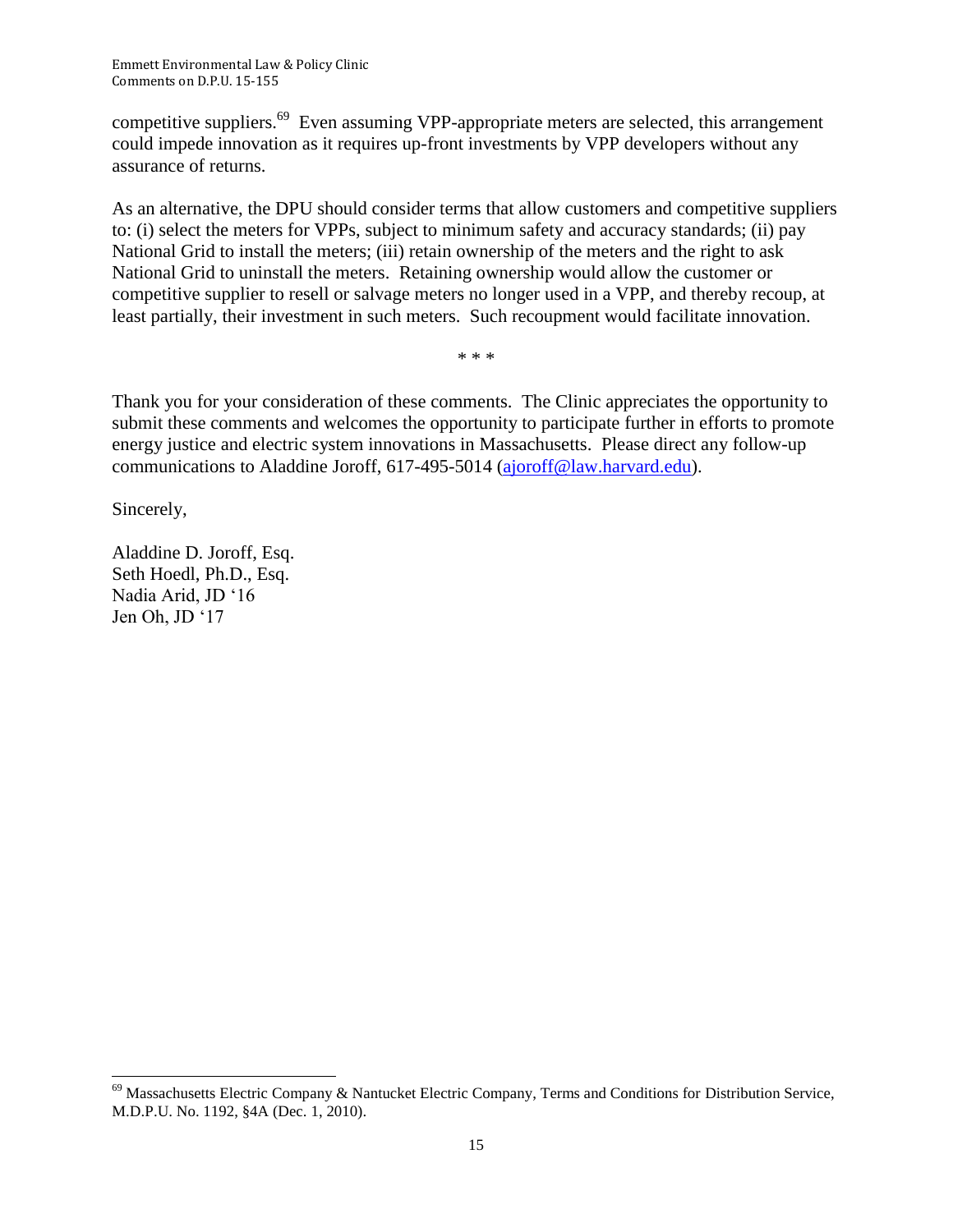competitive suppliers.[69] Even assuming VPP-appropriate meters are selected, this arrangement could impede innovation as it requires up-front investments by VPP developers without any assurance of returns.

As an alternative, the DPU should consider terms that allow customers and competitive suppliers to: (i) select the meters for VPPs, subject to minimum safety and accuracy standards; (ii) pay National Grid to install the meters; (iii) retain ownership of the meters and the right to ask National Grid to uninstall the meters. Retaining ownership would allow the customer or competitive supplier to resell or salvage meters no longer used in a VPP, and thereby recoup, at least partially, their investment in such meters. Such recoupment would facilitate innovation.

\* \* \*

Thank you for your consideration of these comments. The Clinic appreciates the opportunity to submit these comments and welcomes the opportunity to participate further in efforts to promote energy justice and electric system innovations in Massachusetts. Please direct any follow-up communications to Aladdine Joroff, 617-495-5014 (ajoroff@law.harvard.edu).

Sincerely,

Aladdine D. Joroff, Esq.
Seth Hoedl, Ph.D., Esq.
Nadia Arid, JD '16
Jen Oh, JD '17

---

[69] Massachusetts Electric Company & Nantucket Electric Company, Terms and Conditions for Distribution Service, M.D.P.U. No. 1192, §4A (Dec. 1, 2010).